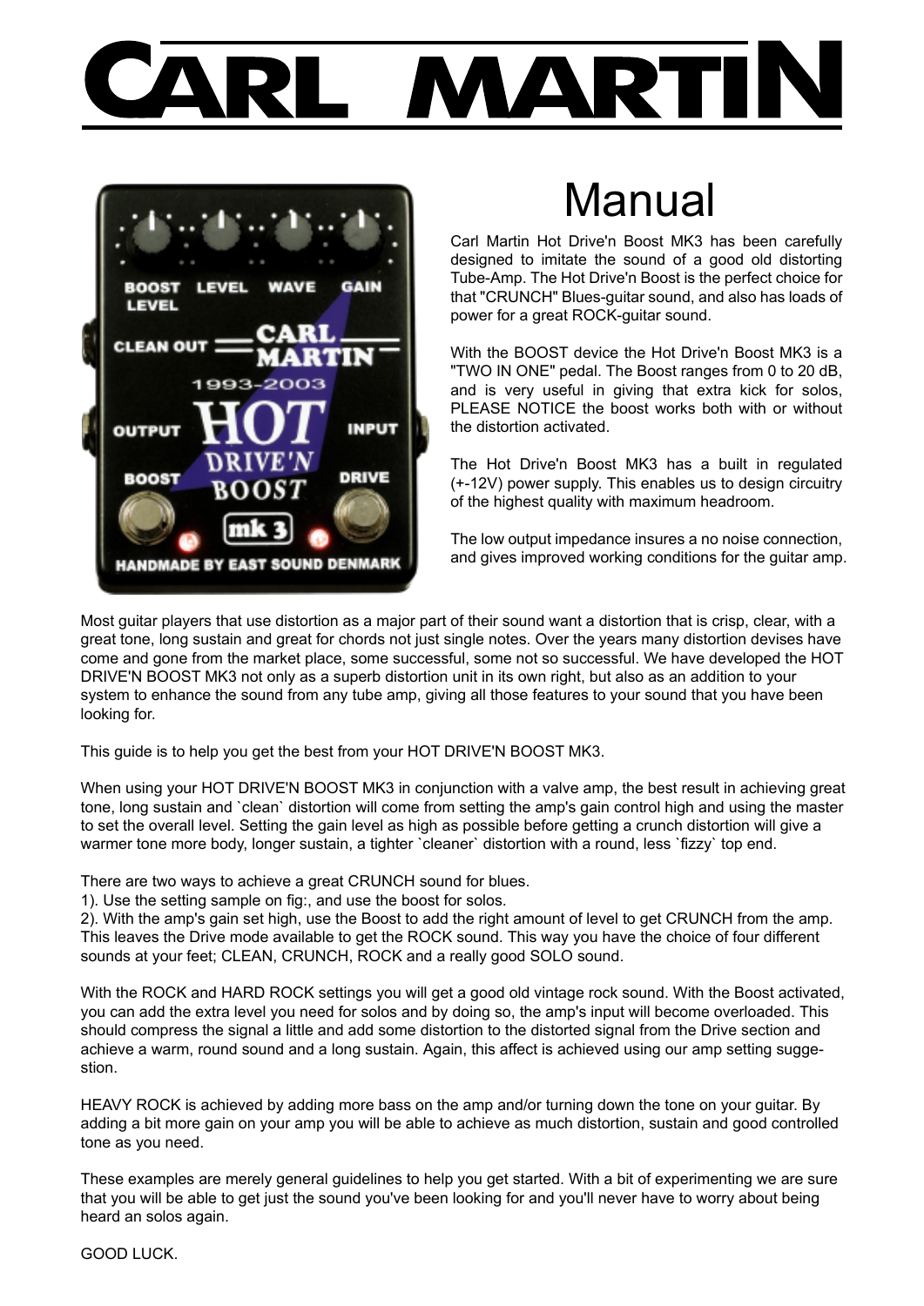# CARL MARTIN

## Manual

Carl Martin Hot Drive'n Boost MK3 has been carefully designed to imitate the sound of a good old distorting Tube-Amp. The Hot Drive'n Boost is the perfect choice for that "CRUNCH" Blues-guitar sound, and also has loads of power for a great ROCK-guitar sound.

With the BOOST device the Hot Drive'n Boost MK3 is a "TWO IN ONE" pedal. The Boost ranges from 0 to 20 dB, and is very useful in giving that extra kick for solos, PLEASE NOTICE the boost works both with or without the distortion activated.

The Hot Drive'n Boost MK3 has a built in regulated (+-12V) power supply. This enables us to design circuitry of the highest quality with maximum headroom.

The low output impedance insures a no noise connection, and gives improved working conditions for the guitar amp.

Most guitar players that use distortion as a major part of their sound want a distortion that is crisp, clear, with a great tone, long sustain and great for chords not just single notes. Over the years many distortion devises have come and gone from the market place, some successful, some not so successful. We have developed the HOT DRIVE'N BOOST MK3 not only as a superb distortion unit in its own right, but also as an addition to your system to enhance the sound from any tube amp, giving all those features to your sound that you have been looking for.

This guide is to help you get the best from your HOT DRIVE'N BOOST MK3.

When using your HOT DRIVE'N BOOST MK3 in conjunction with a valve amp, the best result in achieving great tone, long sustain and `clean` distortion will come from setting the amp's gain control high and using the master to set the overall level. Setting the gain level as high as possible before getting a crunch distortion will give a warmer tone more body, longer sustain, a tighter `cleaner` distortion with a round, less `fizzy` top end.

There are two ways to achieve a great CRUNCH sound for blues.
1). Use the setting sample on fig:, and use the boost for solos.
2). With the amp's gain set high, use the Boost to add the right amount of level to get CRUNCH from the amp. This leaves the Drive mode available to get the ROCK sound. This way you have the choice of four different sounds at your feet; CLEAN, CRUNCH, ROCK and a really good SOLO sound.

With the ROCK and HARD ROCK settings you will get a good old vintage rock sound. With the Boost activated, you can add the extra level you need for solos and by doing so, the amp's input will become overloaded. This should compress the signal a little and add some distortion to the distorted signal from the Drive section and achieve a warm, round sound and a long sustain. Again, this affect is achieved using our amp setting sugge-stion.

HEAVY ROCK is achieved by adding more bass on the amp and/or turning down the tone on your guitar. By adding a bit more gain on your amp you will be able to achieve as much distortion, sustain and good controlled tone as you need.

These examples are merely general guidelines to help you get started. With a bit of experimenting we are sure that you will be able to get just the sound you've been looking for and you'll never have to worry about being heard an solos again.

GOOD LUCK.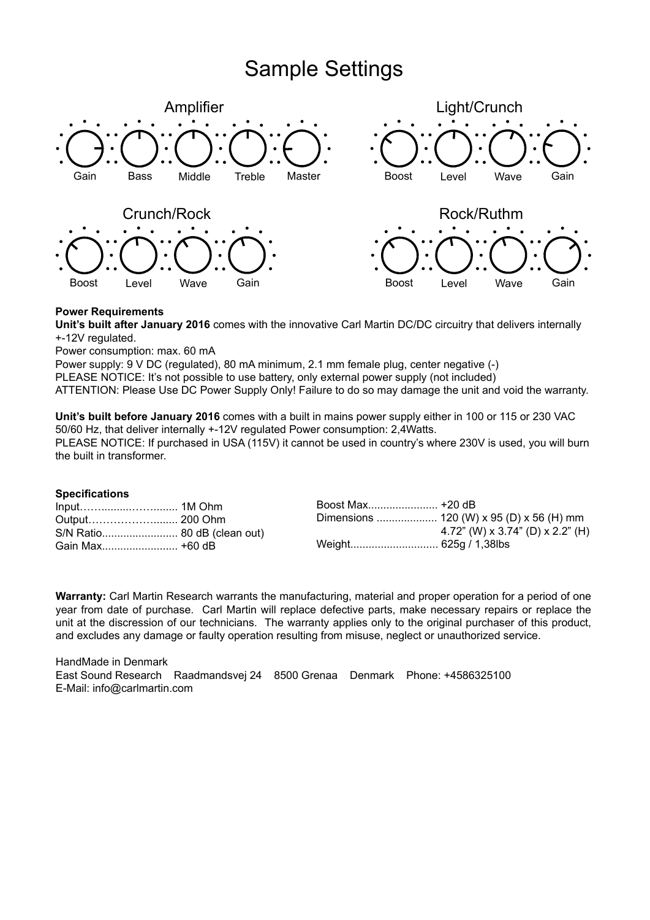# Sample Settings

Amplifier

Gain Bass Middle Treble Master

Light/Crunch

Boost Level Wave Gain

Crunch/Rock

Boost Level Wave Gain

Rock/Ruthm

Boost Level Wave Gain

**Power Requirements**

**Unit's built after January 2016** comes with the innovative Carl Martin DC/DC circuitry that delivers internally +-12V regulated.

Power consumption: max. 60 mA

Power supply: 9 V DC (regulated), 80 mA minimum, 2.1 mm female plug, center negative (-)

PLEASE NOTICE: It's not possible to use battery, only external power supply (not included)

ATTENTION: Please Use DC Power Supply Only! Failure to do so may damage the unit and void the warranty.

**Unit's built before January 2016** comes with a built in mains power supply either in 100 or 115 or 230 VAC 50/60 Hz, that deliver internally +-12V regulated Power consumption: 2,4Watts.

PLEASE NOTICE: If purchased in USA (115V) it cannot be used in country's where 230V is used, you will burn the built in transformer.

**Specifications**

Input……..........…….......... 1M Ohm
Output…………………........ 200 Ohm
S/N Ratio......................... 80 dB (clean out)
Gain Max......................... +60 dB

Boost Max....................... +20 dB
Dimensions .................... 120 (W) x 95 (D) x 56 (H) mm
4.72" (W) x 3.74" (D) x 2.2" (H)
Weight............................. 625g / 1,38lbs

**Warranty:** Carl Martin Research warrants the manufacturing, material and proper operation for a period of one year from date of purchase. Carl Martin will replace defective parts, make necessary repairs or replace the unit at the discression of our technicians. The warranty applies only to the original purchaser of this product, and excludes any damage or faulty operation resulting from misuse, neglect or unauthorized service.

HandMade in Denmark
East Sound Research Raadmandsvej 24 8500 Grenaa Denmark Phone: +4586325100
E-Mail: info@carlmartin.com